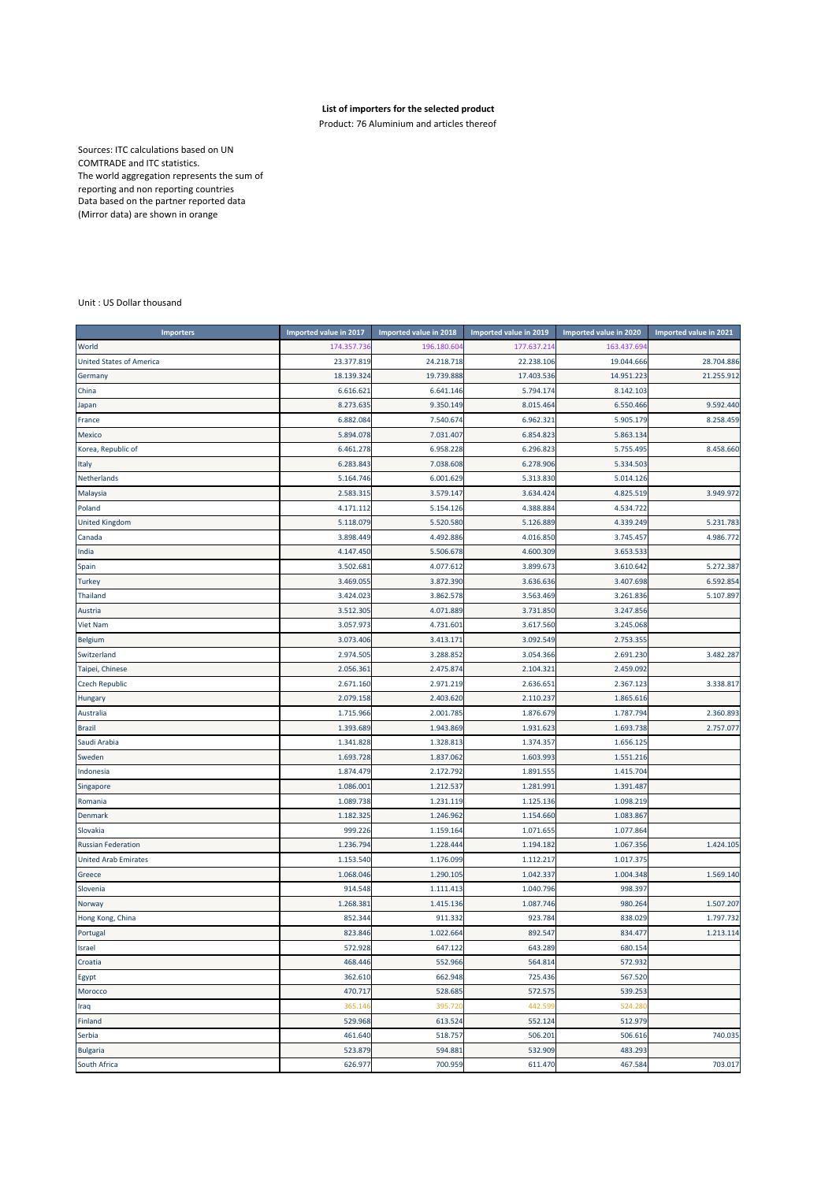**List of importers for the selected product**

Product: 76 Aluminium and articles thereof

Sources: ITC calculations based on UN COMTRADE and ITC statistics.
The world aggregation represents the sum of reporting and non reporting countries
Data based on the partner reported data (Mirror data) are shown in orange

Unit : US Dollar thousand

| Importers | Imported value in 2017 | Imported value in 2018 | Imported value in 2019 | Imported value in 2020 | Imported value in 2021 |
|---|---|---|---|---|---|
| World | 174.357.736 | 196.180.604 | 177.637.214 | 163.437.694 | |
| United States of America | 23.377.819 | 24.218.718 | 22.238.106 | 19.044.666 | 28.704.886 |
| Germany | 18.139.324 | 19.739.888 | 17.403.536 | 14.951.223 | 21.255.912 |
| China | 6.616.621 | 6.641.146 | 5.794.174 | 8.142.103 | |
| Japan | 8.273.635 | 9.350.149 | 8.015.464 | 6.550.466 | 9.592.440 |
| France | 6.882.084 | 7.540.674 | 6.962.321 | 5.905.179 | 8.258.459 |
| Mexico | 5.894.078 | 7.031.407 | 6.854.823 | 5.863.134 | |
| Korea, Republic of | 6.461.278 | 6.958.228 | 6.296.823 | 5.755.495 | 8.458.660 |
| Italy | 6.283.843 | 7.038.608 | 6.278.906 | 5.334.503 | |
| Netherlands | 5.164.746 | 6.001.629 | 5.313.830 | 5.014.126 | |
| Malaysia | 2.583.315 | 3.579.147 | 3.634.424 | 4.825.519 | 3.949.972 |
| Poland | 4.171.112 | 5.154.126 | 4.388.884 | 4.534.722 | |
| United Kingdom | 5.118.079 | 5.520.580 | 5.126.889 | 4.339.249 | 5.231.783 |
| Canada | 3.898.449 | 4.492.886 | 4.016.850 | 3.745.457 | 4.986.772 |
| India | 4.147.450 | 5.506.678 | 4.600.309 | 3.653.533 | |
| Spain | 3.502.681 | 4.077.612 | 3.899.673 | 3.610.642 | 5.272.387 |
| Turkey | 3.469.055 | 3.872.390 | 3.636.636 | 3.407.698 | 6.592.854 |
| Thailand | 3.424.023 | 3.862.578 | 3.563.469 | 3.261.836 | 5.107.897 |
| Austria | 3.512.305 | 4.071.889 | 3.731.850 | 3.247.856 | |
| Viet Nam | 3.057.973 | 4.731.601 | 3.617.560 | 3.245.068 | |
| Belgium | 3.073.406 | 3.413.171 | 3.092.549 | 2.753.355 | |
| Switzerland | 2.974.505 | 3.288.852 | 3.054.366 | 2.691.230 | 3.482.287 |
| Taipei, Chinese | 2.056.361 | 2.475.874 | 2.104.321 | 2.459.092 | |
| Czech Republic | 2.671.160 | 2.971.219 | 2.636.651 | 2.367.123 | 3.338.817 |
| Hungary | 2.079.158 | 2.403.620 | 2.110.237 | 1.865.616 | |
| Australia | 1.715.966 | 2.001.785 | 1.876.679 | 1.787.794 | 2.360.893 |
| Brazil | 1.393.689 | 1.943.869 | 1.931.623 | 1.693.738 | 2.757.077 |
| Saudi Arabia | 1.341.828 | 1.328.813 | 1.374.357 | 1.656.125 | |
| Sweden | 1.693.728 | 1.837.062 | 1.603.993 | 1.551.216 | |
| Indonesia | 1.874.479 | 2.172.792 | 1.891.555 | 1.415.704 | |
| Singapore | 1.086.001 | 1.212.537 | 1.281.991 | 1.391.487 | |
| Romania | 1.089.738 | 1.231.119 | 1.125.136 | 1.098.219 | |
| Denmark | 1.182.325 | 1.246.962 | 1.154.660 | 1.083.867 | |
| Slovakia | 999.226 | 1.159.164 | 1.071.655 | 1.077.864 | |
| Russian Federation | 1.236.794 | 1.228.444 | 1.194.182 | 1.067.356 | 1.424.105 |
| United Arab Emirates | 1.153.540 | 1.176.099 | 1.112.217 | 1.017.375 | |
| Greece | 1.068.046 | 1.290.105 | 1.042.337 | 1.004.348 | 1.569.140 |
| Slovenia | 914.548 | 1.111.413 | 1.040.796 | 998.397 | |
| Norway | 1.268.381 | 1.415.136 | 1.087.746 | 980.264 | 1.507.207 |
| Hong Kong, China | 852.344 | 911.332 | 923.784 | 838.029 | 1.797.732 |
| Portugal | 823.846 | 1.022.664 | 892.547 | 834.477 | 1.213.114 |
| Israel | 572.928 | 647.122 | 643.289 | 680.154 | |
| Croatia | 468.446 | 552.966 | 564.814 | 572.932 | |
| Egypt | 362.610 | 662.948 | 725.436 | 567.520 | |
| Morocco | 470.717 | 528.685 | 572.575 | 539.253 | |
| Iraq | 365.146 | 395.720 | 442.599 | 524.280 | |
| Finland | 529.968 | 613.524 | 552.124 | 512.979 | |
| Serbia | 461.640 | 518.757 | 506.201 | 506.616 | 740.035 |
| Bulgaria | 523.879 | 594.881 | 532.909 | 483.293 | |
| South Africa | 626.977 | 700.959 | 611.470 | 467.584 | 703.017 |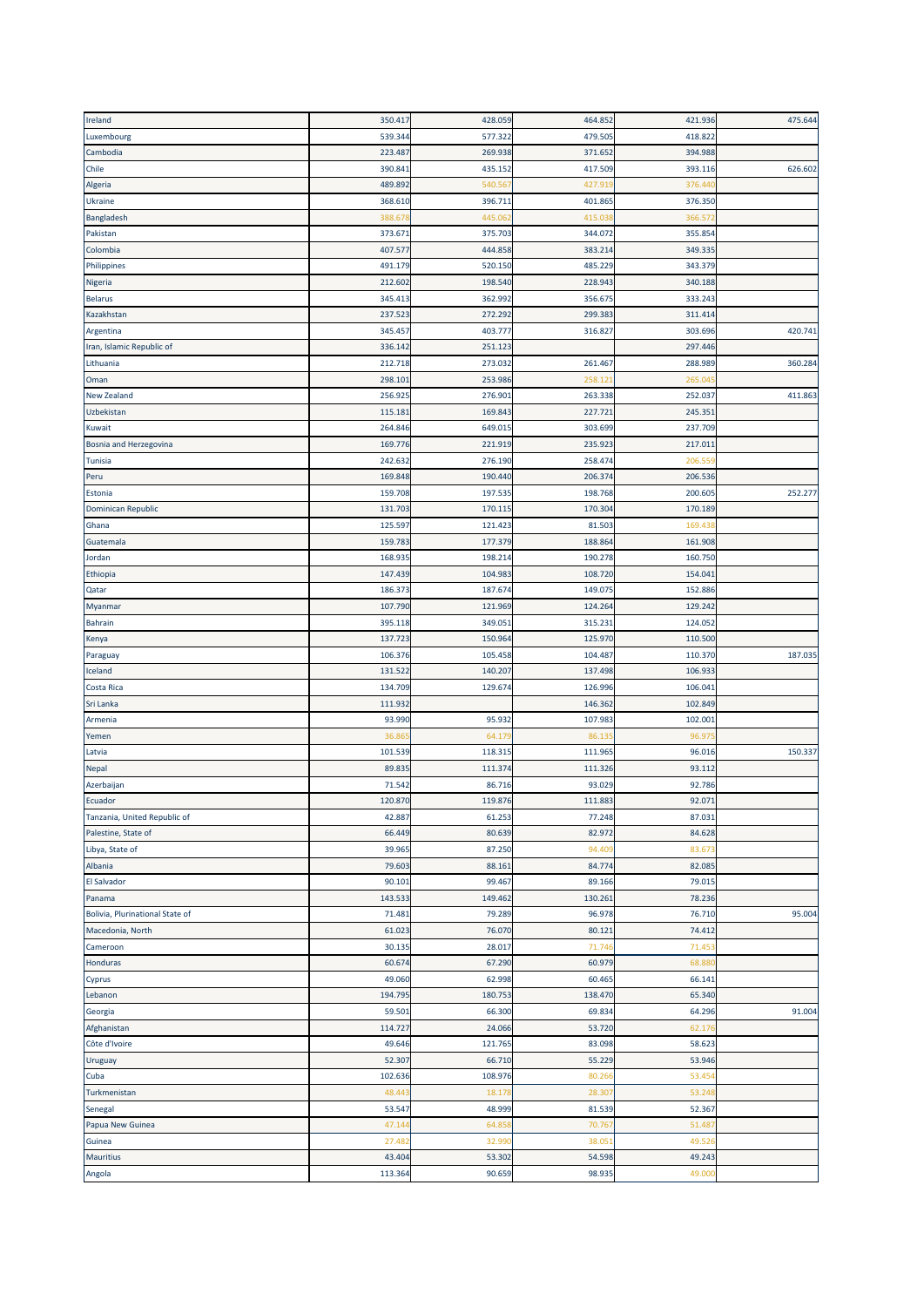| | | | | | |
|---|---|---|---|---|---|
| Ireland | 350.417 | 428.059 | 464.852 | 421.936 | 475.644 |
| Luxembourg | 539.344 | 577.322 | 479.505 | 418.822 | |
| Cambodia | 223.487 | 269.938 | 371.652 | 394.988 | |
| Chile | 390.841 | 435.152 | 417.509 | 393.116 | 626.602 |
| Algeria | 489.892 | 540.567 | 427.919 | 376.440 | |
| Ukraine | 368.610 | 396.711 | 401.865 | 376.350 | |
| Bangladesh | 388.678 | 445.062 | 415.038 | 366.572 | |
| Pakistan | 373.671 | 375.703 | 344.072 | 355.854 | |
| Colombia | 407.577 | 444.858 | 383.214 | 349.335 | |
| Philippines | 491.179 | 520.150 | 485.229 | 343.379 | |
| Nigeria | 212.602 | 198.540 | 228.943 | 340.188 | |
| Belarus | 345.413 | 362.992 | 356.675 | 333.243 | |
| Kazakhstan | 237.523 | 272.292 | 299.383 | 311.414 | |
| Argentina | 345.457 | 403.777 | 316.827 | 303.696 | 420.741 |
| Iran, Islamic Republic of | 336.142 | 251.123 | | 297.446 | |
| Lithuania | 212.718 | 273.032 | 261.467 | 288.989 | 360.284 |
| Oman | 298.101 | 253.986 | 258.121 | 265.045 | |
| New Zealand | 256.925 | 276.901 | 263.338 | 252.037 | 411.863 |
| Uzbekistan | 115.181 | 169.843 | 227.721 | 245.351 | |
| Kuwait | 264.846 | 649.015 | 303.699 | 237.709 | |
| Bosnia and Herzegovina | 169.776 | 221.919 | 235.923 | 217.011 | |
| Tunisia | 242.632 | 276.190 | 258.474 | 206.559 | |
| Peru | 169.848 | 190.440 | 206.374 | 206.536 | |
| Estonia | 159.708 | 197.535 | 198.768 | 200.605 | 252.277 |
| Dominican Republic | 131.703 | 170.115 | 170.304 | 170.189 | |
| Ghana | 125.597 | 121.423 | 81.503 | 169.438 | |
| Guatemala | 159.783 | 177.379 | 188.864 | 161.908 | |
| Jordan | 168.935 | 198.214 | 190.278 | 160.750 | |
| Ethiopia | 147.439 | 104.983 | 108.720 | 154.041 | |
| Qatar | 186.373 | 187.674 | 149.075 | 152.886 | |
| Myanmar | 107.790 | 121.969 | 124.264 | 129.242 | |
| Bahrain | 395.118 | 349.051 | 315.231 | 124.052 | |
| Kenya | 137.723 | 150.964 | 125.970 | 110.500 | |
| Paraguay | 106.376 | 105.458 | 104.487 | 110.370 | 187.035 |
| Iceland | 131.522 | 140.207 | 137.498 | 106.933 | |
| Costa Rica | 134.709 | 129.674 | 126.996 | 106.041 | |
| Sri Lanka | 111.932 | | 146.362 | 102.849 | |
| Armenia | 93.990 | 95.932 | 107.983 | 102.001 | |
| Yemen | 36.865 | 64.179 | 86.135 | 96.975 | |
| Latvia | 101.539 | 118.315 | 111.965 | 96.016 | 150.337 |
| Nepal | 89.835 | 111.374 | 111.326 | 93.112 | |
| Azerbaijan | 71.542 | 86.716 | 93.029 | 92.786 | |
| Ecuador | 120.870 | 119.876 | 111.883 | 92.071 | |
| Tanzania, United Republic of | 42.887 | 61.253 | 77.248 | 87.031 | |
| Palestine, State of | 66.449 | 80.639 | 82.972 | 84.628 | |
| Libya, State of | 39.965 | 87.250 | 94.409 | 83.673 | |
| Albania | 79.603 | 88.161 | 84.774 | 82.085 | |
| El Salvador | 90.101 | 99.467 | 89.166 | 79.015 | |
| Panama | 143.533 | 149.462 | 130.261 | 78.236 | |
| Bolivia, Plurinational State of | 71.481 | 79.289 | 96.978 | 76.710 | 95.004 |
| Macedonia, North | 61.023 | 76.070 | 80.121 | 74.412 | |
| Cameroon | 30.135 | 28.017 | 71.746 | 71.453 | |
| Honduras | 60.674 | 67.290 | 60.979 | 68.880 | |
| Cyprus | 49.060 | 62.998 | 60.465 | 66.141 | |
| Lebanon | 194.795 | 180.753 | 138.470 | 65.340 | |
| Georgia | 59.501 | 66.300 | 69.834 | 64.296 | 91.004 |
| Afghanistan | 114.727 | 24.066 | 53.720 | 62.176 | |
| Côte d'Ivoire | 49.646 | 121.765 | 83.098 | 58.623 | |
| Uruguay | 52.307 | 66.710 | 55.229 | 53.946 | |
| Cuba | 102.636 | 108.976 | 80.266 | 53.454 | |
| Turkmenistan | 48.443 | 18.178 | 28.307 | 53.248 | |
| Senegal | 53.547 | 48.999 | 81.539 | 52.367 | |
| Papua New Guinea | 47.144 | 64.858 | 70.767 | 51.487 | |
| Guinea | 27.482 | 32.990 | 38.051 | 49.526 | |
| Mauritius | 43.404 | 53.302 | 54.598 | 49.243 | |
| Angola | 113.364 | 90.659 | 98.935 | 49.000 | |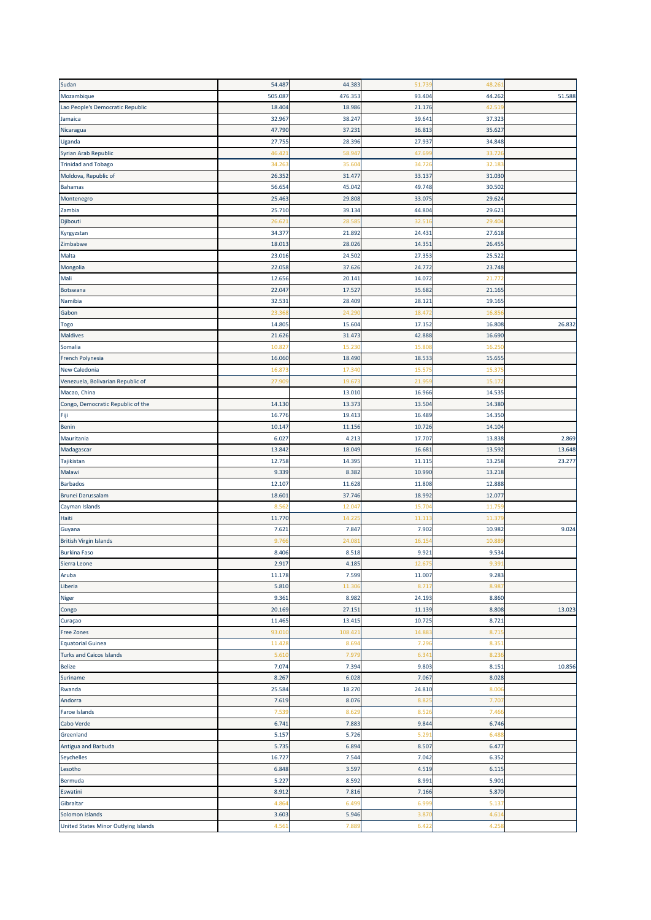| | | | | | |
|---|---|---|---|---|---|
| Sudan | 54.487 | 44.383 | 51.739 | 48.261 | |
| Mozambique | 505.087 | 476.353 | 93.404 | 44.262 | 51.588 |
| Lao People's Democratic Republic | 18.404 | 18.986 | 21.176 | 42.519 | |
| Jamaica | 32.967 | 38.247 | 39.641 | 37.323 | |
| Nicaragua | 47.790 | 37.231 | 36.813 | 35.627 | |
| Uganda | 27.755 | 28.396 | 27.937 | 34.848 | |
| Syrian Arab Republic | 46.421 | 58.947 | 47.699 | 33.726 | |
| Trinidad and Tobago | 34.263 | 35.604 | 34.726 | 32.183 | |
| Moldova, Republic of | 26.352 | 31.477 | 33.137 | 31.030 | |
| Bahamas | 56.654 | 45.042 | 49.748 | 30.502 | |
| Montenegro | 25.463 | 29.808 | 33.075 | 29.624 | |
| Zambia | 25.710 | 39.134 | 44.804 | 29.621 | |
| Djibouti | 26.621 | 28.585 | 32.516 | 29.404 | |
| Kyrgyzstan | 34.377 | 21.892 | 24.431 | 27.618 | |
| Zimbabwe | 18.013 | 28.026 | 14.351 | 26.455 | |
| Malta | 23.016 | 24.502 | 27.353 | 25.522 | |
| Mongolia | 22.058 | 37.626 | 24.772 | 23.748 | |
| Mali | 12.656 | 20.141 | 14.072 | 21.772 | |
| Botswana | 22.047 | 17.527 | 35.682 | 21.165 | |
| Namibia | 32.531 | 28.409 | 28.121 | 19.165 | |
| Gabon | 23.368 | 24.290 | 18.472 | 16.856 | |
| Togo | 14.805 | 15.604 | 17.152 | 16.808 | 26.832 |
| Maldives | 21.626 | 31.473 | 42.888 | 16.690 | |
| Somalia | 10.827 | 15.230 | 15.808 | 16.250 | |
| French Polynesia | 16.060 | 18.490 | 18.533 | 15.655 | |
| New Caledonia | 16.873 | 17.340 | 15.575 | 15.375 | |
| Venezuela, Bolivarian Republic of | 27.909 | 19.673 | 21.959 | 15.172 | |
| Macao, China | | 13.010 | 16.966 | 14.535 | |
| Congo, Democratic Republic of the | 14.130 | 13.373 | 13.504 | 14.380 | |
| Fiji | 16.776 | 19.413 | 16.489 | 14.350 | |
| Benin | 10.147 | 11.156 | 10.726 | 14.104 | |
| Mauritania | 6.027 | 4.213 | 17.707 | 13.838 | 2.869 |
| Madagascar | 13.842 | 18.049 | 16.681 | 13.592 | 13.648 |
| Tajikistan | 12.758 | 14.395 | 11.115 | 13.258 | 23.277 |
| Malawi | 9.339 | 8.382 | 10.990 | 13.218 | |
| Barbados | 12.107 | 11.628 | 11.808 | 12.888 | |
| Brunei Darussalam | 18.601 | 37.746 | 18.992 | 12.077 | |
| Cayman Islands | 8.562 | 12.047 | 15.704 | 11.759 | |
| Haiti | 11.770 | 14.225 | 11.113 | 11.379 | |
| Guyana | 7.621 | 7.847 | 7.902 | 10.982 | 9.024 |
| British Virgin Islands | 9.766 | 24.081 | 16.154 | 10.889 | |
| Burkina Faso | 8.406 | 8.518 | 9.921 | 9.534 | |
| Sierra Leone | 2.917 | 4.185 | 12.675 | 9.391 | |
| Aruba | 11.178 | 7.599 | 11.007 | 9.283 | |
| Liberia | 5.810 | 11.306 | 8.717 | 8.987 | |
| Niger | 9.361 | 8.982 | 24.193 | 8.860 | |
| Congo | 20.169 | 27.151 | 11.139 | 8.808 | 13.023 |
| Curaçao | 11.465 | 13.415 | 10.725 | 8.721 | |
| Free Zones | 93.010 | 108.421 | 14.883 | 8.715 | |
| Equatorial Guinea | 11.428 | 8.694 | 7.296 | 8.351 | |
| Turks and Caicos Islands | 5.610 | 7.979 | 6.341 | 8.236 | |
| Belize | 7.074 | 7.394 | 9.803 | 8.151 | 10.856 |
| Suriname | 8.267 | 6.028 | 7.067 | 8.028 | |
| Rwanda | 25.584 | 18.270 | 24.810 | 8.006 | |
| Andorra | 7.619 | 8.076 | 8.825 | 7.707 | |
| Faroe Islands | 7.539 | 8.629 | 8.526 | 7.466 | |
| Cabo Verde | 6.741 | 7.883 | 9.844 | 6.746 | |
| Greenland | 5.157 | 5.726 | 5.291 | 6.488 | |
| Antigua and Barbuda | 5.735 | 6.894 | 8.507 | 6.477 | |
| Seychelles | 16.727 | 7.544 | 7.042 | 6.352 | |
| Lesotho | 6.848 | 3.597 | 4.519 | 6.115 | |
| Bermuda | 5.227 | 8.592 | 8.991 | 5.901 | |
| Eswatini | 8.912 | 7.816 | 7.166 | 5.870 | |
| Gibraltar | 4.864 | 6.499 | 6.999 | 5.137 | |
| Solomon Islands | 3.603 | 5.946 | 3.870 | 4.614 | |
| United States Minor Outlying Islands | 4.561 | 7.889 | 6.422 | 4.258 | |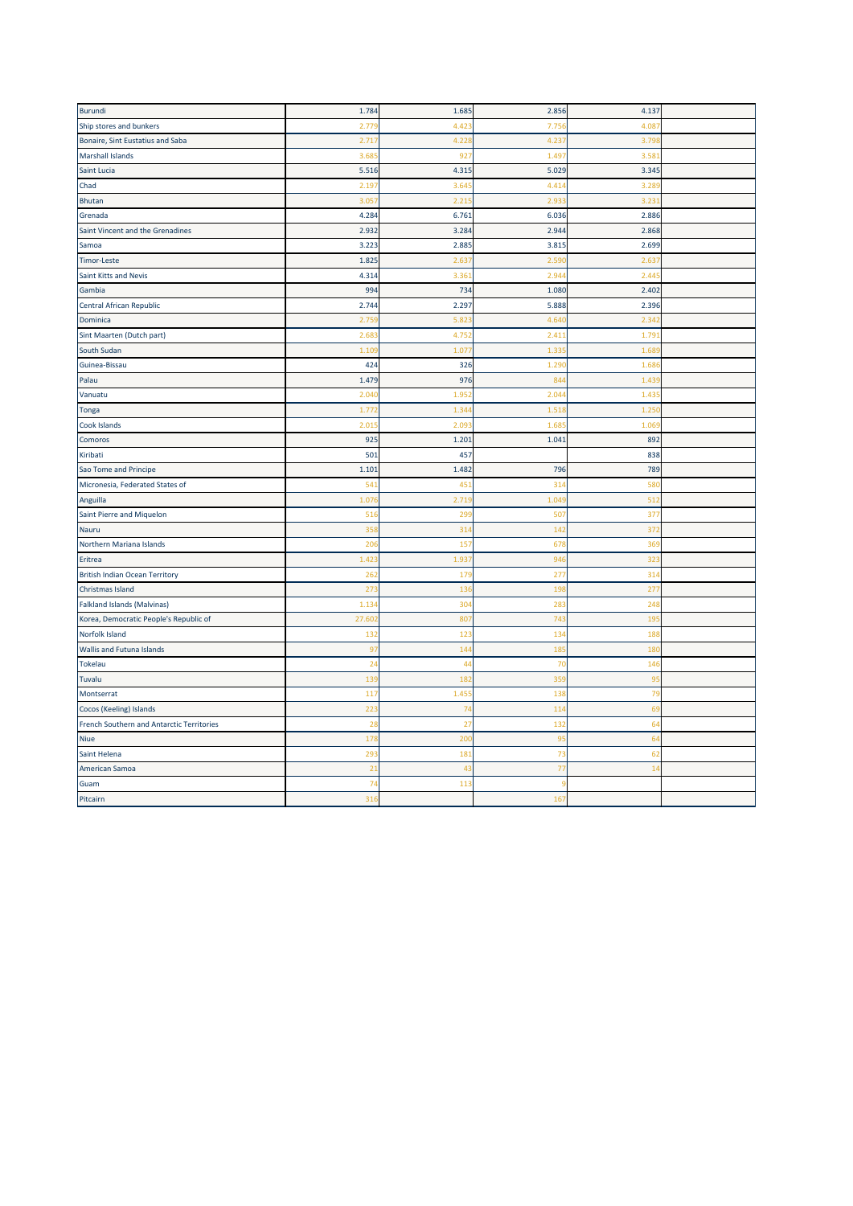| | | | | | |
|---|---|---|---|---|---|
| Burundi | 1.784 | 1.685 | 2.856 | 4.137 | |
| Ship stores and bunkers | 2.779 | 4.423 | 7.756 | 4.087 | |
| Bonaire, Sint Eustatius and Saba | 2.717 | 4.228 | 4.237 | 3.798 | |
| Marshall Islands | 3.685 | 927 | 1.497 | 3.581 | |
| Saint Lucia | 5.516 | 4.315 | 5.029 | 3.345 | |
| Chad | 2.197 | 3.645 | 4.414 | 3.289 | |
| Bhutan | 3.057 | 2.215 | 2.933 | 3.231 | |
| Grenada | 4.284 | 6.761 | 6.036 | 2.886 | |
| Saint Vincent and the Grenadines | 2.932 | 3.284 | 2.944 | 2.868 | |
| Samoa | 3.223 | 2.885 | 3.815 | 2.699 | |
| Timor-Leste | 1.825 | 2.637 | 2.590 | 2.637 | |
| Saint Kitts and Nevis | 4.314 | 3.361 | 2.944 | 2.445 | |
| Gambia | 994 | 734 | 1.080 | 2.402 | |
| Central African Republic | 2.744 | 2.297 | 5.888 | 2.396 | |
| Dominica | 2.759 | 5.823 | 4.640 | 2.342 | |
| Sint Maarten (Dutch part) | 2.683 | 4.752 | 2.411 | 1.791 | |
| South Sudan | 1.109 | 1.077 | 1.335 | 1.689 | |
| Guinea-Bissau | 424 | 326 | 1.290 | 1.686 | |
| Palau | 1.479 | 976 | 844 | 1.439 | |
| Vanuatu | 2.040 | 1.952 | 2.044 | 1.435 | |
| Tonga | 1.772 | 1.344 | 1.518 | 1.250 | |
| Cook Islands | 2.015 | 2.093 | 1.685 | 1.069 | |
| Comoros | 925 | 1.201 | 1.041 | 892 | |
| Kiribati | 501 | 457 | | 838 | |
| Sao Tome and Principe | 1.101 | 1.482 | 796 | 789 | |
| Micronesia, Federated States of | 541 | 451 | 314 | 580 | |
| Anguilla | 1.076 | 2.719 | 1.049 | 512 | |
| Saint Pierre and Miquelon | 516 | 299 | 507 | 377 | |
| Nauru | 358 | 314 | 142 | 372 | |
| Northern Mariana Islands | 206 | 157 | 678 | 369 | |
| Eritrea | 1.423 | 1.937 | 946 | 323 | |
| British Indian Ocean Territory | 262 | 179 | 277 | 314 | |
| Christmas Island | 273 | 136 | 198 | 277 | |
| Falkland Islands (Malvinas) | 1.134 | 304 | 283 | 248 | |
| Korea, Democratic People's Republic of | 27.602 | 807 | 743 | 195 | |
| Norfolk Island | 132 | 123 | 134 | 188 | |
| Wallis and Futuna Islands | 97 | 144 | 185 | 180 | |
| Tokelau | 24 | 44 | 70 | 146 | |
| Tuvalu | 139 | 182 | 359 | 95 | |
| Montserrat | 117 | 1.455 | 138 | 79 | |
| Cocos (Keeling) Islands | 223 | 74 | 114 | 69 | |
| French Southern and Antarctic Territories | 28 | 27 | 132 | 64 | |
| Niue | 178 | 200 | 95 | 64 | |
| Saint Helena | 293 | 181 | 73 | 62 | |
| American Samoa | 21 | 43 | 77 | 14 | |
| Guam | 74 | 113 | 9 | | |
| Pitcairn | 316 | | 167 | | |